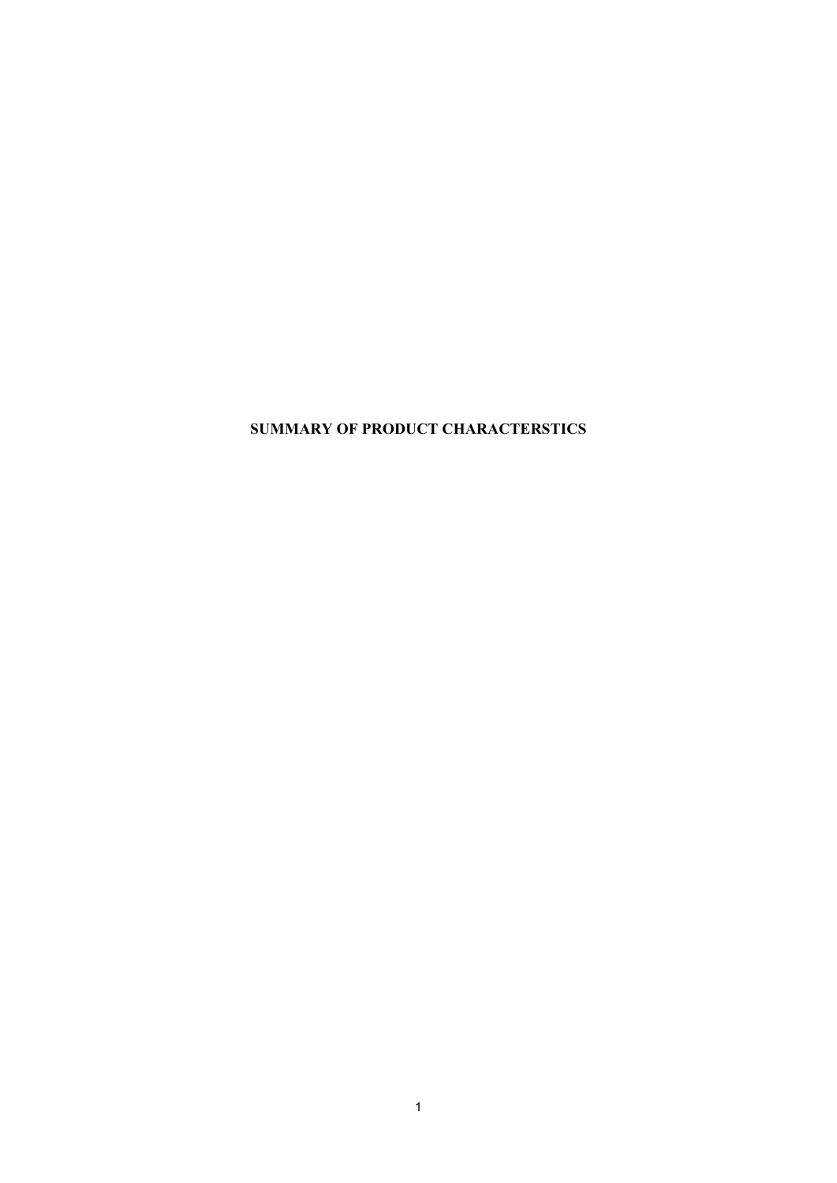**SUMMARY OF PRODUCT CHARACTERSTICS**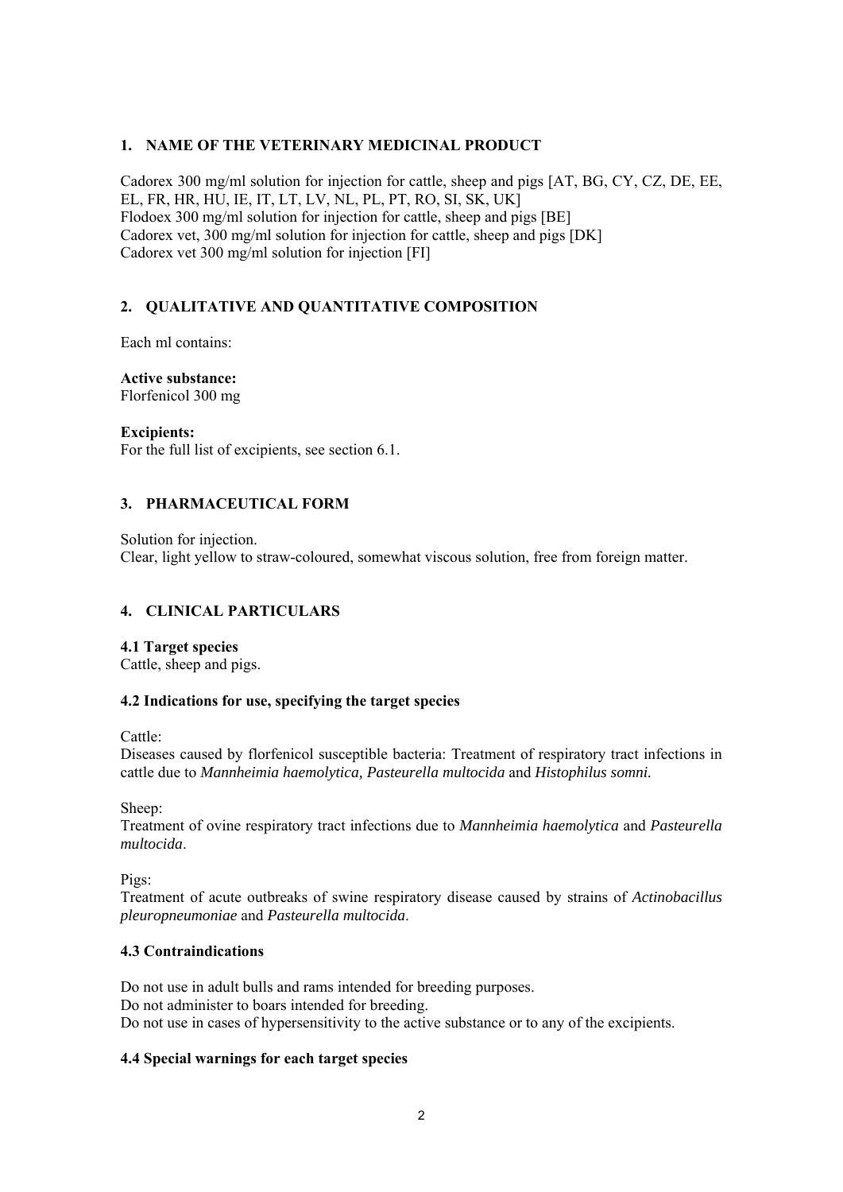## 1. NAME OF THE VETERINARY MEDICINAL PRODUCT

Cadorex 300 mg/ml solution for injection for cattle, sheep and pigs [AT, BG, CY, CZ, DE, EE, EL, FR, HR, HU, IE, IT, LT, LV, NL, PL, PT, RO, SI, SK, UK]
Flodoex 300 mg/ml solution for injection for cattle, sheep and pigs [BE]
Cadorex vet, 300 mg/ml solution for injection for cattle, sheep and pigs [DK]
Cadorex vet 300 mg/ml solution for injection [FI]

## 2. QUALITATIVE AND QUANTITATIVE COMPOSITION

Each ml contains:

**Active substance:**
Florfenicol 300 mg

**Excipients:**
For the full list of excipients, see section 6.1.

## 3. PHARMACEUTICAL FORM

Solution for injection.
Clear, light yellow to straw-coloured, somewhat viscous solution, free from foreign matter.

## 4. CLINICAL PARTICULARS

### 4.1 Target species

Cattle, sheep and pigs.

### 4.2 Indications for use, specifying the target species

Cattle:
Diseases caused by florfenicol susceptible bacteria: Treatment of respiratory tract infections in cattle due to *Mannheimia haemolytica, Pasteurella multocida* and *Histophilus somni.*

Sheep:
Treatment of ovine respiratory tract infections due to *Mannheimia haemolytica* and *Pasteurella multocida*.

Pigs:
Treatment of acute outbreaks of swine respiratory disease caused by strains of *Actinobacillus pleuropneumoniae* and *Pasteurella multocida*.

### 4.3 Contraindications

Do not use in adult bulls and rams intended for breeding purposes.
Do not administer to boars intended for breeding.
Do not use in cases of hypersensitivity to the active substance or to any of the excipients.

### 4.4 Special warnings for each target species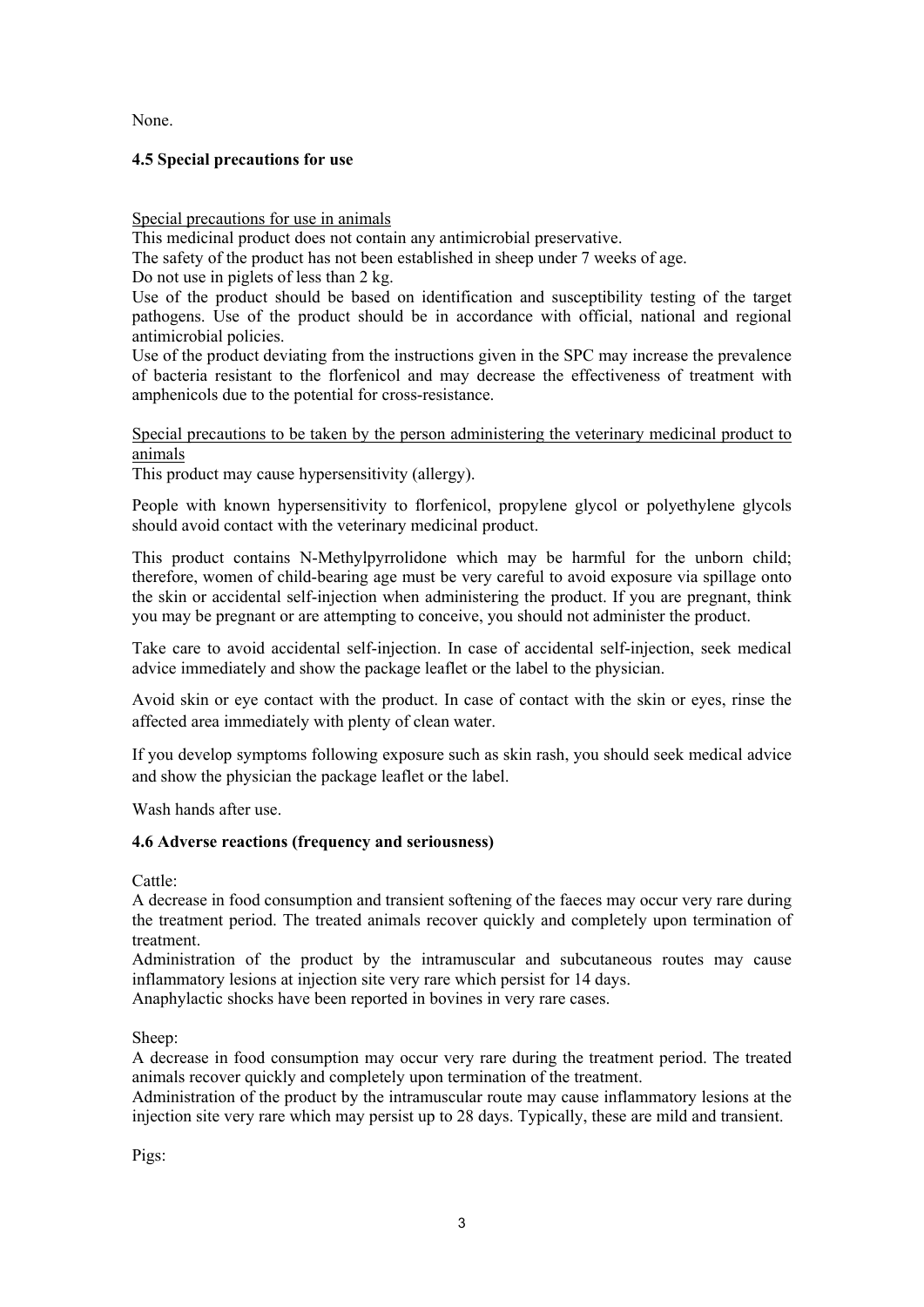None.

### 4.5 Special precautions for use

Special precautions for use in animals

This medicinal product does not contain any antimicrobial preservative.

The safety of the product has not been established in sheep under 7 weeks of age.

Do not use in piglets of less than 2 kg.

Use of the product should be based on identification and susceptibility testing of the target pathogens. Use of the product should be in accordance with official, national and regional antimicrobial policies.

Use of the product deviating from the instructions given in the SPC may increase the prevalence of bacteria resistant to the florfenicol and may decrease the effectiveness of treatment with amphenicols due to the potential for cross-resistance.

Special precautions to be taken by the person administering the veterinary medicinal product to animals

This product may cause hypersensitivity (allergy).

People with known hypersensitivity to florfenicol, propylene glycol or polyethylene glycols should avoid contact with the veterinary medicinal product.

This product contains N-Methylpyrrolidone which may be harmful for the unborn child; therefore, women of child-bearing age must be very careful to avoid exposure via spillage onto the skin or accidental self-injection when administering the product. If you are pregnant, think you may be pregnant or are attempting to conceive, you should not administer the product.

Take care to avoid accidental self-injection. In case of accidental self-injection, seek medical advice immediately and show the package leaflet or the label to the physician.

Avoid skin or eye contact with the product. In case of contact with the skin or eyes, rinse the affected area immediately with plenty of clean water.

If you develop symptoms following exposure such as skin rash, you should seek medical advice and show the physician the package leaflet or the label.

Wash hands after use.

### 4.6 Adverse reactions (frequency and seriousness)

Cattle:

A decrease in food consumption and transient softening of the faeces may occur very rare during the treatment period. The treated animals recover quickly and completely upon termination of treatment.

Administration of the product by the intramuscular and subcutaneous routes may cause inflammatory lesions at injection site very rare which persist for 14 days.

Anaphylactic shocks have been reported in bovines in very rare cases.

Sheep:

A decrease in food consumption may occur very rare during the treatment period. The treated animals recover quickly and completely upon termination of the treatment.

Administration of the product by the intramuscular route may cause inflammatory lesions at the injection site very rare which may persist up to 28 days. Typically, these are mild and transient.

Pigs: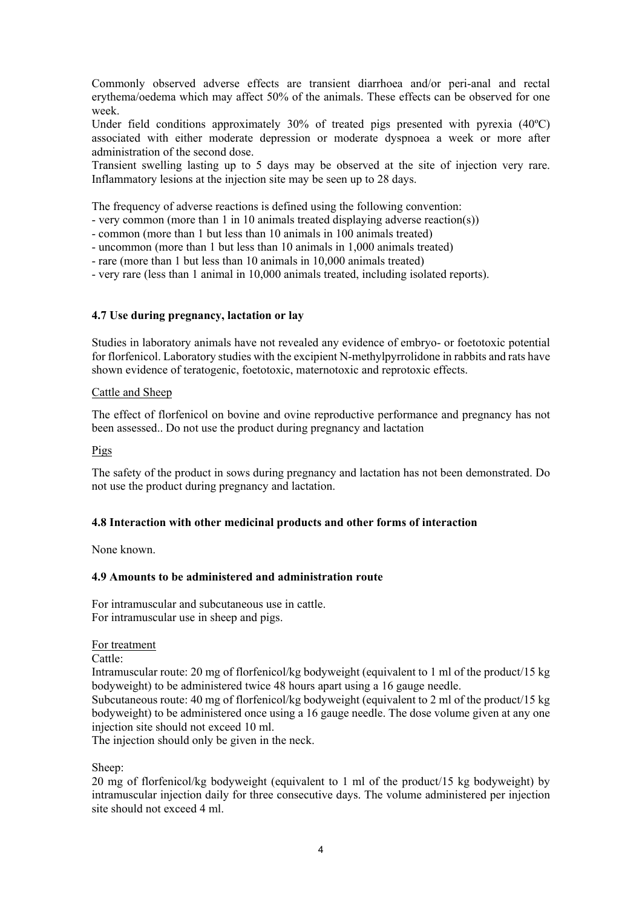Commonly observed adverse effects are transient diarrhoea and/or peri-anal and rectal erythema/oedema which may affect 50% of the animals. These effects can be observed for one week.

Under field conditions approximately 30% of treated pigs presented with pyrexia (40ºC) associated with either moderate depression or moderate dyspnoea a week or more after administration of the second dose.

Transient swelling lasting up to 5 days may be observed at the site of injection very rare. Inflammatory lesions at the injection site may be seen up to 28 days.

The frequency of adverse reactions is defined using the following convention:

- very common (more than 1 in 10 animals treated displaying adverse reaction(s))
- common (more than 1 but less than 10 animals in 100 animals treated)
- uncommon (more than 1 but less than 10 animals in 1,000 animals treated)
- rare (more than 1 but less than 10 animals in 10,000 animals treated)
- very rare (less than 1 animal in 10,000 animals treated, including isolated reports).

### 4.7 Use during pregnancy, lactation or lay

Studies in laboratory animals have not revealed any evidence of embryo- or foetotoxic potential for florfenicol. Laboratory studies with the excipient N-methylpyrrolidone in rabbits and rats have shown evidence of teratogenic, foetotoxic, maternotoxic and reprotoxic effects.

Cattle and Sheep

The effect of florfenicol on bovine and ovine reproductive performance and pregnancy has not been assessed.. Do not use the product during pregnancy and lactation

Pigs

The safety of the product in sows during pregnancy and lactation has not been demonstrated. Do not use the product during pregnancy and lactation.

### 4.8 Interaction with other medicinal products and other forms of interaction

None known.

### 4.9 Amounts to be administered and administration route

For intramuscular and subcutaneous use in cattle.
For intramuscular use in sheep and pigs.

For treatment

Cattle:

Intramuscular route: 20 mg of florfenicol/kg bodyweight (equivalent to 1 ml of the product/15 kg bodyweight) to be administered twice 48 hours apart using a 16 gauge needle.

Subcutaneous route: 40 mg of florfenicol/kg bodyweight (equivalent to 2 ml of the product/15 kg bodyweight) to be administered once using a 16 gauge needle. The dose volume given at any one injection site should not exceed 10 ml.

The injection should only be given in the neck.

Sheep:

20 mg of florfenicol/kg bodyweight (equivalent to 1 ml of the product/15 kg bodyweight) by intramuscular injection daily for three consecutive days. The volume administered per injection site should not exceed 4 ml.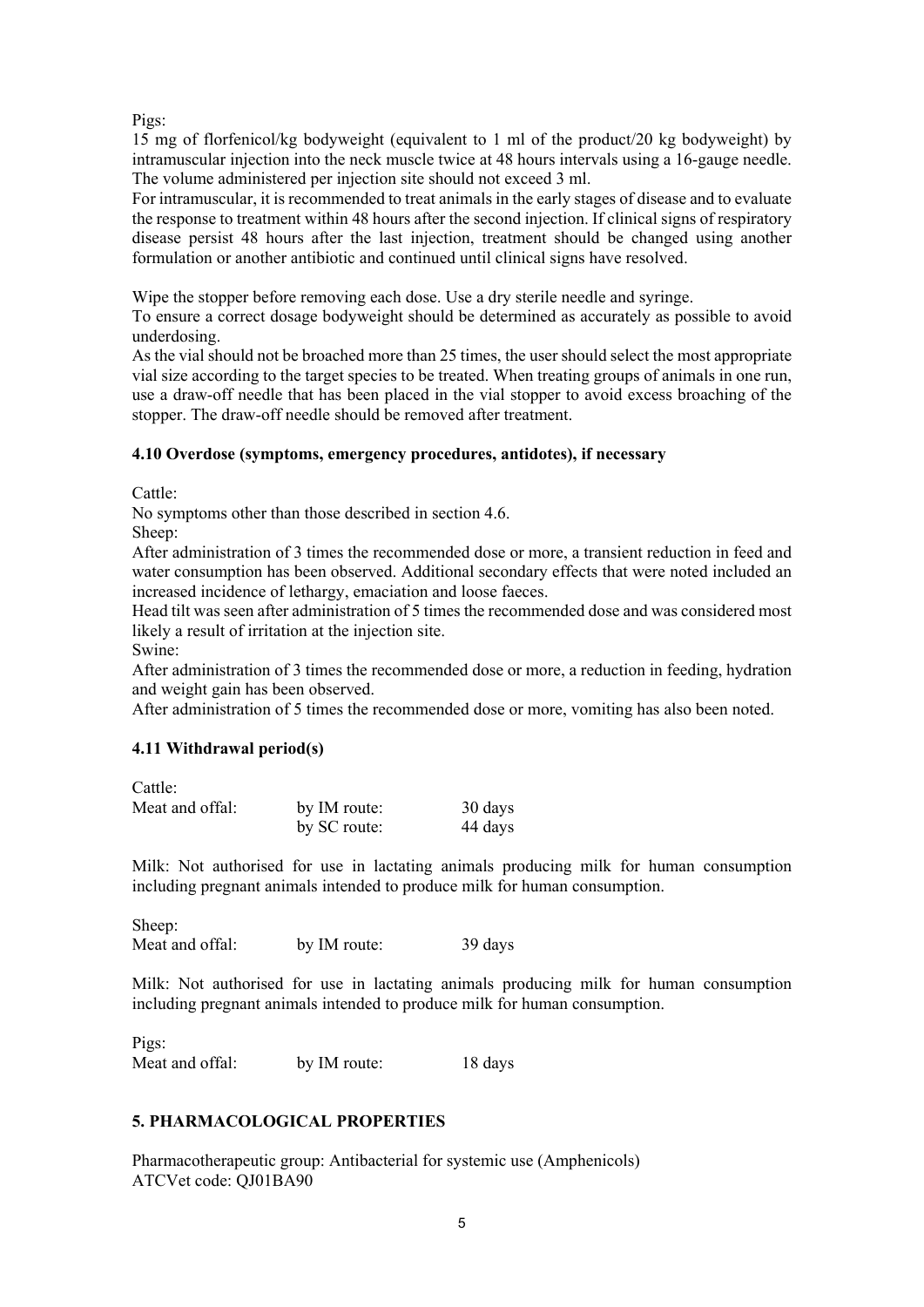Pigs:

15 mg of florfenicol/kg bodyweight (equivalent to 1 ml of the product/20 kg bodyweight) by intramuscular injection into the neck muscle twice at 48 hours intervals using a 16-gauge needle. The volume administered per injection site should not exceed 3 ml.

For intramuscular, it is recommended to treat animals in the early stages of disease and to evaluate the response to treatment within 48 hours after the second injection. If clinical signs of respiratory disease persist 48 hours after the last injection, treatment should be changed using another formulation or another antibiotic and continued until clinical signs have resolved.

Wipe the stopper before removing each dose. Use a dry sterile needle and syringe.

To ensure a correct dosage bodyweight should be determined as accurately as possible to avoid underdosing.

As the vial should not be broached more than 25 times, the user should select the most appropriate vial size according to the target species to be treated. When treating groups of animals in one run, use a draw-off needle that has been placed in the vial stopper to avoid excess broaching of the stopper. The draw-off needle should be removed after treatment.

### 4.10 Overdose (symptoms, emergency procedures, antidotes), if necessary

Cattle:

No symptoms other than those described in section 4.6.

Sheep:

After administration of 3 times the recommended dose or more, a transient reduction in feed and water consumption has been observed. Additional secondary effects that were noted included an increased incidence of lethargy, emaciation and loose faeces.

Head tilt was seen after administration of 5 times the recommended dose and was considered most likely a result of irritation at the injection site.

Swine:

After administration of 3 times the recommended dose or more, a reduction in feeding, hydration and weight gain has been observed.

After administration of 5 times the recommended dose or more, vomiting has also been noted.

### 4.11 Withdrawal period(s)

Cattle:

| Meat and offal: | by IM route: | 30 days |
|---|---|---|
| | by SC route: | 44 days |

Milk: Not authorised for use in lactating animals producing milk for human consumption including pregnant animals intended to produce milk for human consumption.

Sheep:

| Meat and offal: | by IM route: | 39 days |
|---|---|---|

Milk: Not authorised for use in lactating animals producing milk for human consumption including pregnant animals intended to produce milk for human consumption.

Pigs:

| Meat and offal: | by IM route: | 18 days |
|---|---|---|

## 5. PHARMACOLOGICAL PROPERTIES

Pharmacotherapeutic group: Antibacterial for systemic use (Amphenicols)

ATCVet code: QJ01BA90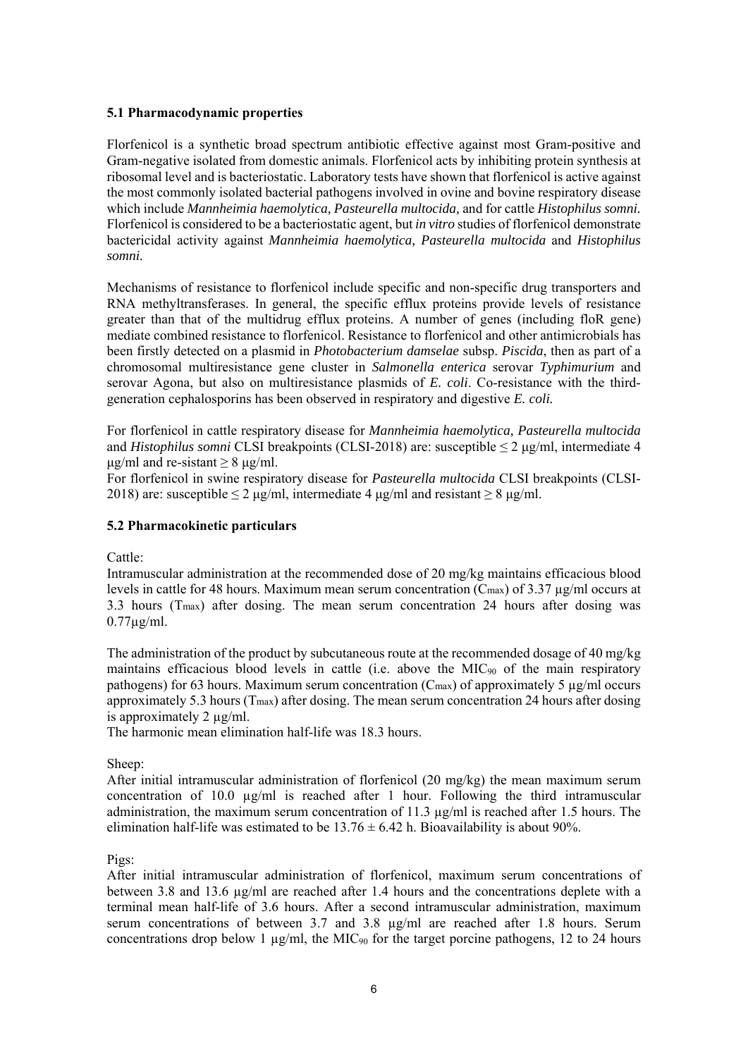### 5.1 Pharmacodynamic properties

Florfenicol is a synthetic broad spectrum antibiotic effective against most Gram-positive and Gram-negative isolated from domestic animals. Florfenicol acts by inhibiting protein synthesis at ribosomal level and is bacteriostatic. Laboratory tests have shown that florfenicol is active against the most commonly isolated bacterial pathogens involved in ovine and bovine respiratory disease which include *Mannheimia haemolytica, Pasteurella multocida,* and for cattle *Histophilus somni.* Florfenicol is considered to be a bacteriostatic agent, but *in vitro* studies of florfenicol demonstrate bactericidal activity against *Mannheimia haemolytica, Pasteurella multocida* and *Histophilus somni.*

Mechanisms of resistance to florfenicol include specific and non-specific drug transporters and RNA methyltransferases. In general, the specific efflux proteins provide levels of resistance greater than that of the multidrug efflux proteins. A number of genes (including floR gene) mediate combined resistance to florfenicol. Resistance to florfenicol and other antimicrobials has been firstly detected on a plasmid in *Photobacterium damselae* subsp. *Piscida*, then as part of a chromosomal multiresistance gene cluster in *Salmonella enterica* serovar *Typhimurium* and serovar Agona, but also on multiresistance plasmids of *E. coli*. Co-resistance with the third-generation cephalosporins has been observed in respiratory and digestive *E. coli.*

For florfenicol in cattle respiratory disease for *Mannheimia haemolytica, Pasteurella multocida* and *Histophilus somni* CLSI breakpoints (CLSI-2018) are: susceptible ≤ 2 µg/ml, intermediate 4 µg/ml and re-sistant ≥ 8 µg/ml.
For florfenicol in swine respiratory disease for *Pasteurella multocida* CLSI breakpoints (CLSI-2018) are: susceptible ≤ 2 µg/ml, intermediate 4 µg/ml and resistant ≥ 8 µg/ml.

### 5.2 Pharmacokinetic particulars

Cattle:
Intramuscular administration at the recommended dose of 20 mg/kg maintains efficacious blood levels in cattle for 48 hours. Maximum mean serum concentration ($C_{max}$) of 3.37 µg/ml occurs at 3.3 hours ($T_{max}$) after dosing. The mean serum concentration 24 hours after dosing was 0.77µg/ml.

The administration of the product by subcutaneous route at the recommended dosage of 40 mg/kg maintains efficacious blood levels in cattle (i.e. above the $MIC_{90}$ of the main respiratory pathogens) for 63 hours. Maximum serum concentration ($C_{max}$) of approximately 5 µg/ml occurs approximately 5.3 hours ($T_{max}$) after dosing. The mean serum concentration 24 hours after dosing is approximately 2 µg/ml.
The harmonic mean elimination half-life was 18.3 hours.

Sheep:
After initial intramuscular administration of florfenicol (20 mg/kg) the mean maximum serum concentration of 10.0 µg/ml is reached after 1 hour. Following the third intramuscular administration, the maximum serum concentration of 11.3 µg/ml is reached after 1.5 hours. The elimination half-life was estimated to be 13.76 ± 6.42 h. Bioavailability is about 90%.

Pigs:
After initial intramuscular administration of florfenicol, maximum serum concentrations of between 3.8 and 13.6 µg/ml are reached after 1.4 hours and the concentrations deplete with a terminal mean half-life of 3.6 hours. After a second intramuscular administration, maximum serum concentrations of between 3.7 and 3.8 µg/ml are reached after 1.8 hours. Serum concentrations drop below 1 µg/ml, the $MIC_{90}$ for the target porcine pathogens, 12 to 24 hours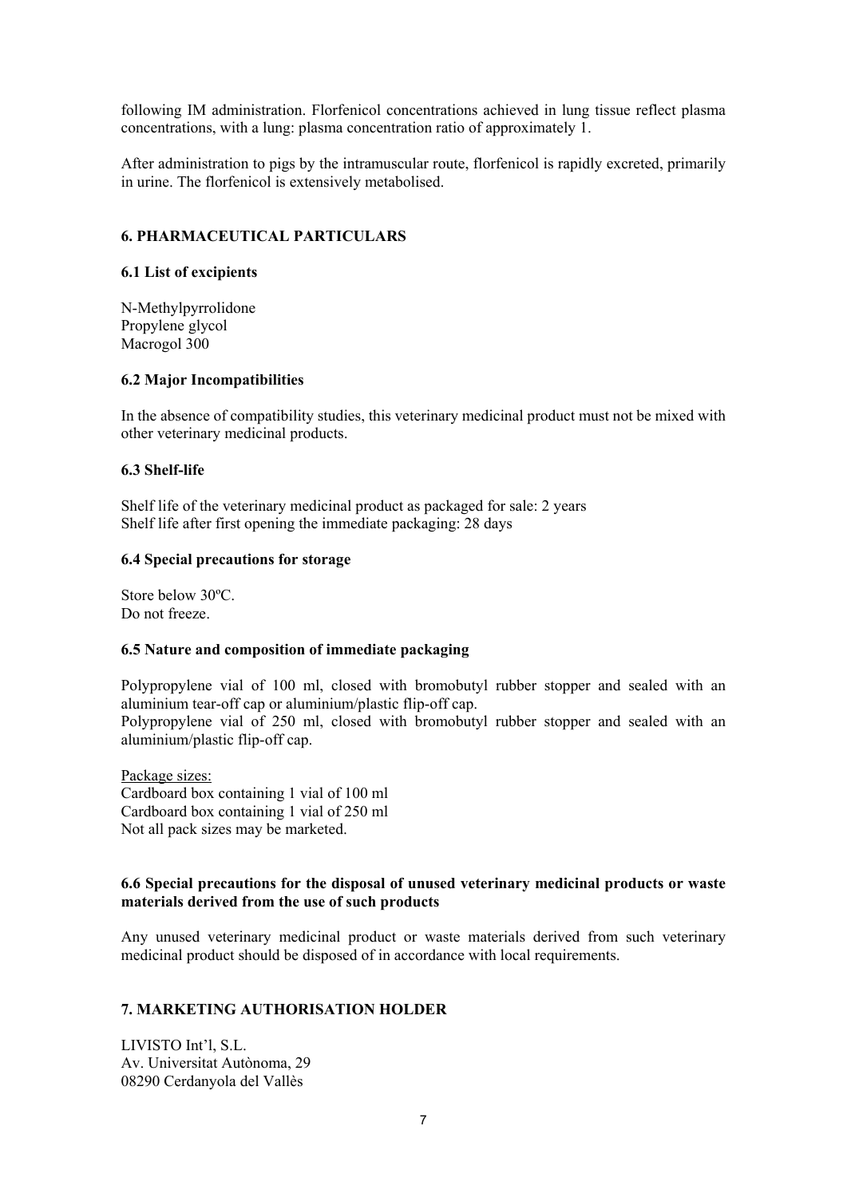following IM administration. Florfenicol concentrations achieved in lung tissue reflect plasma concentrations, with a lung: plasma concentration ratio of approximately 1.

After administration to pigs by the intramuscular route, florfenicol is rapidly excreted, primarily in urine. The florfenicol is extensively metabolised.

## 6. PHARMACEUTICAL PARTICULARS

### 6.1 List of excipients

N-Methylpyrrolidone
Propylene glycol
Macrogol 300

### 6.2 Major Incompatibilities

In the absence of compatibility studies, this veterinary medicinal product must not be mixed with other veterinary medicinal products.

### 6.3 Shelf-life

Shelf life of the veterinary medicinal product as packaged for sale: 2 years
Shelf life after first opening the immediate packaging: 28 days

### 6.4 Special precautions for storage

Store below 30ºC.
Do not freeze.

### 6.5 Nature and composition of immediate packaging

Polypropylene vial of 100 ml, closed with bromobutyl rubber stopper and sealed with an aluminium tear-off cap or aluminium/plastic flip-off cap.
Polypropylene vial of 250 ml, closed with bromobutyl rubber stopper and sealed with an aluminium/plastic flip-off cap.

Package sizes:
Cardboard box containing 1 vial of 100 ml
Cardboard box containing 1 vial of 250 ml
Not all pack sizes may be marketed.

### 6.6 Special precautions for the disposal of unused veterinary medicinal products or waste materials derived from the use of such products

Any unused veterinary medicinal product or waste materials derived from such veterinary medicinal product should be disposed of in accordance with local requirements.

## 7. MARKETING AUTHORISATION HOLDER

LIVISTO Int'l, S.L.
Av. Universitat Autònoma, 29
08290 Cerdanyola del Vallès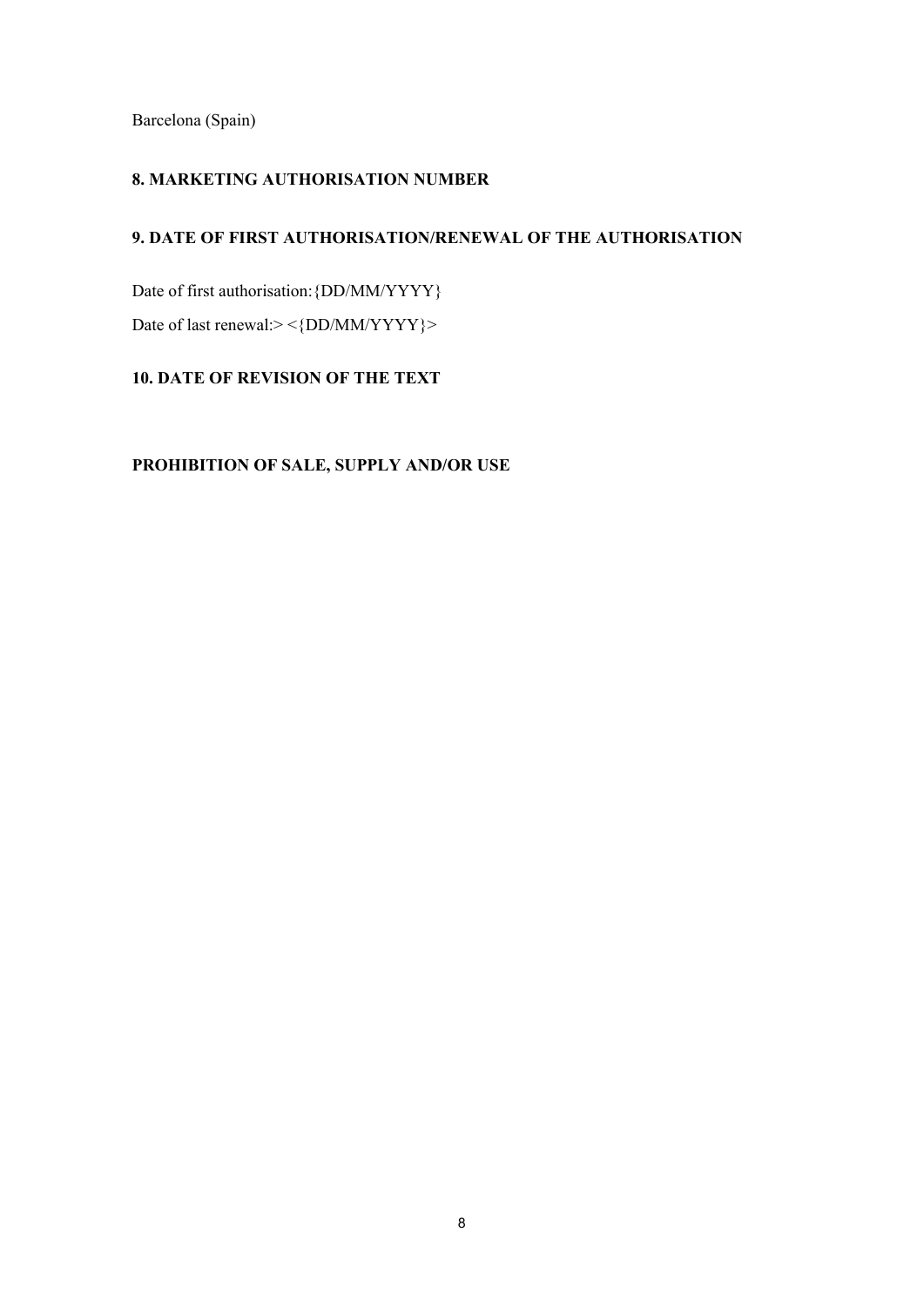Barcelona (Spain)

## 8. MARKETING AUTHORISATION NUMBER

## 9. DATE OF FIRST AUTHORISATION/RENEWAL OF THE AUTHORISATION

Date of first authorisation:{DD/MM/YYYY}

Date of last renewal:> <{DD/MM/YYYY}>

## 10. DATE OF REVISION OF THE TEXT

## PROHIBITION OF SALE, SUPPLY AND/OR USE